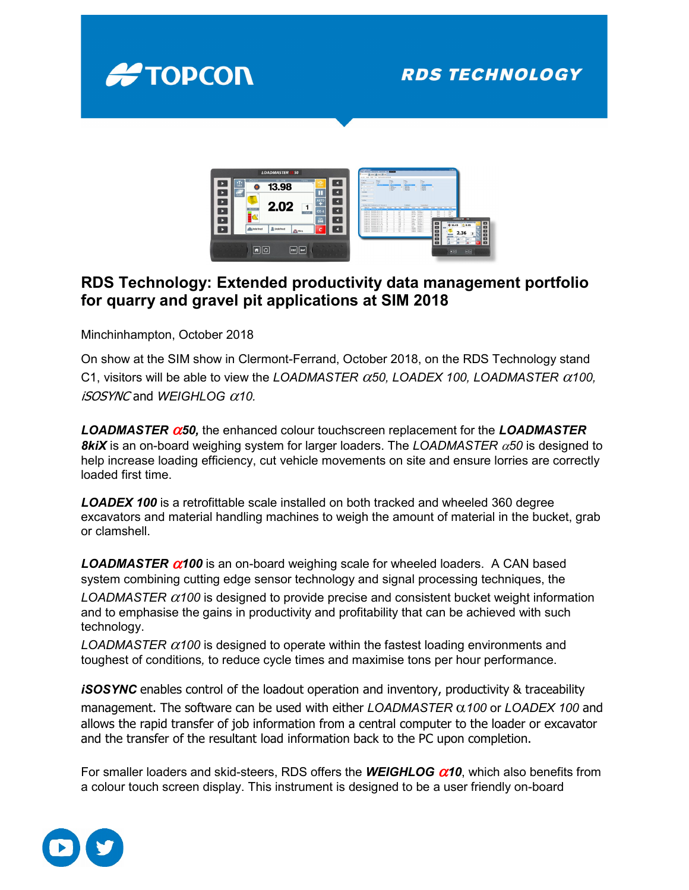# RDS Technology: Extended productivity data management portfolio for quarry and gravel pit applications at SIM 2018

Minchinhampton, October 2018

On show at the SIM show in Clermont-Ferrand, October 2018, on the RDS Technology stand C1, visitors will be able to view the *LOADMASTER α50, LOADEX 100, LOADMASTER α100, iSOSYNC* and *WEIGHLOG α10.*

***LOADMASTER α50,*** the enhanced colour touchscreen replacement for the ***LOADMASTER 8kiX*** is an on-board weighing system for larger loaders. The *LOADMASTER α50* is designed to help increase loading efficiency, cut vehicle movements on site and ensure lorries are correctly loaded first time.

***LOADEX 100*** is a retrofittable scale installed on both tracked and wheeled 360 degree excavators and material handling machines to weigh the amount of material in the bucket, grab or clamshell.

***LOADMASTER α100*** is an on-board weighing scale for wheeled loaders. A CAN based system combining cutting edge sensor technology and signal processing techniques, the *LOADMASTER α100* is designed to provide precise and consistent bucket weight information and to emphasise the gains in productivity and profitability that can be achieved with such technology.

*LOADMASTER α100* is designed to operate within the fastest loading environments and toughest of conditions, to reduce cycle times and maximise tons per hour performance.

***iSOSYNC*** enables control of the loadout operation and inventory, productivity & traceability management. The software can be used with either *LOADMASTER α100* or *LOADEX 100* and allows the rapid transfer of job information from a central computer to the loader or excavator and the transfer of the resultant load information back to the PC upon completion.

For smaller loaders and skid-steers, RDS offers the ***WEIGHLOG α10***, which also benefits from a colour touch screen display. This instrument is designed to be a user friendly on-board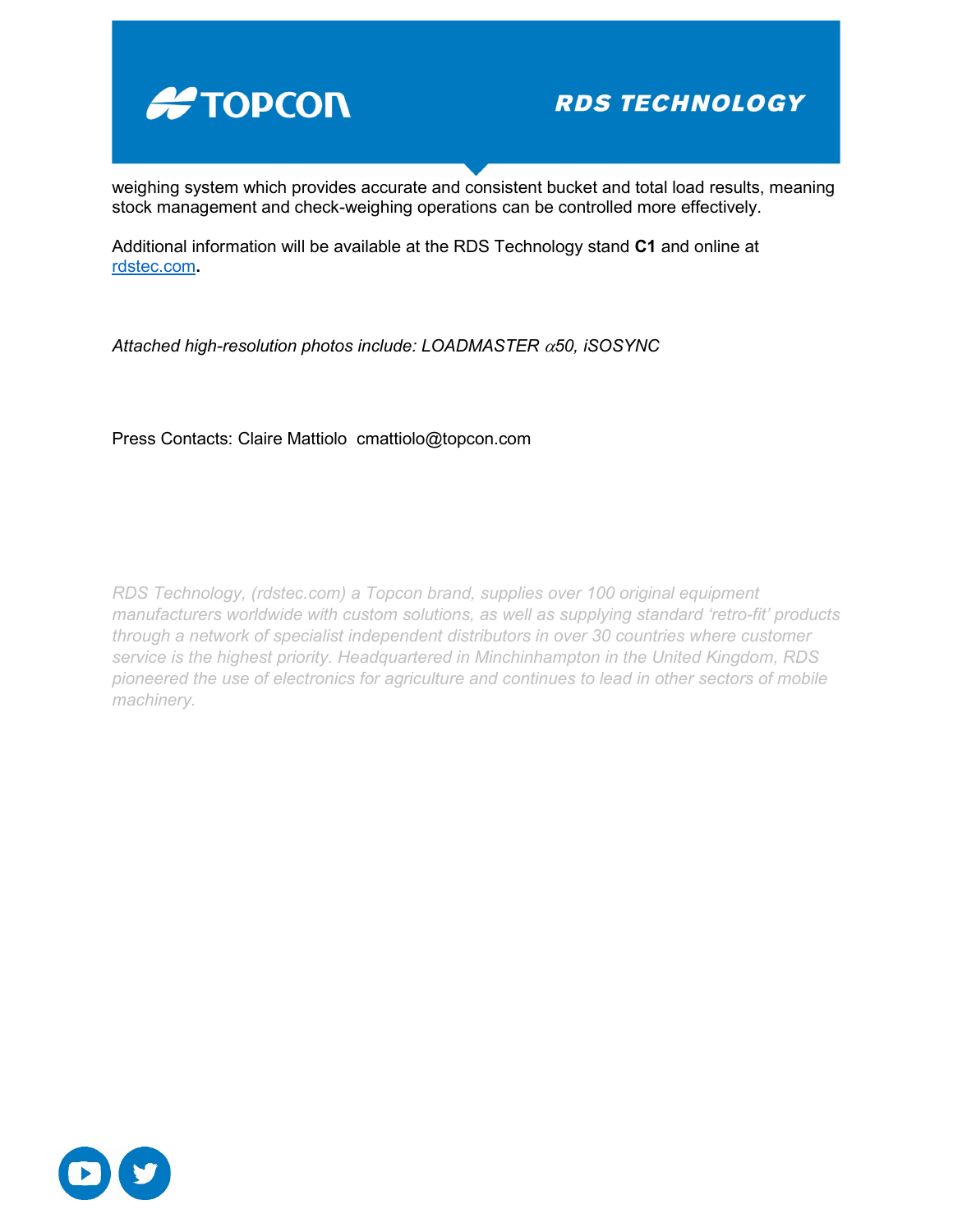weighing system which provides accurate and consistent bucket and total load results, meaning stock management and check-weighing operations can be controlled more effectively.

Additional information will be available at the RDS Technology stand **C1** and online at rdstec.com**.**

*Attached high-resolution photos include: LOADMASTER α50, iSOSYNC*

Press Contacts: Claire Mattiolo cmattiolo@topcon.com

*RDS Technology, (rdstec.com) a Topcon brand, supplies over 100 original equipment manufacturers worldwide with custom solutions, as well as supplying standard 'retro-fit' products through a network of specialist independent distributors in over 30 countries where customer service is the highest priority. Headquartered in Minchinhampton in the United Kingdom, RDS pioneered the use of electronics for agriculture and continues to lead in other sectors of mobile machinery.*